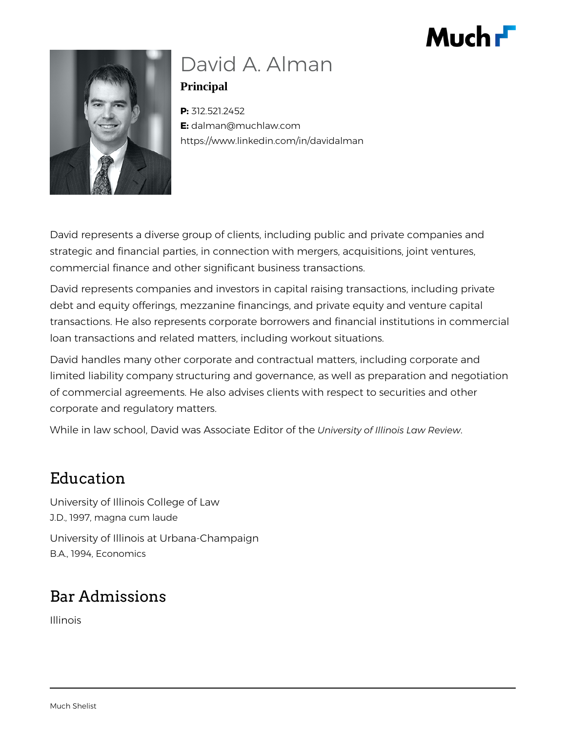# David A. Alman

**Principal**

**P:** 312.521.2452
**E:** dalman@muchlaw.com
https://www.linkedin.com/in/davidalman

David represents a diverse group of clients, including public and private companies and strategic and financial parties, in connection with mergers, acquisitions, joint ventures, commercial finance and other significant business transactions.

David represents companies and investors in capital raising transactions, including private debt and equity offerings, mezzanine financings, and private equity and venture capital transactions. He also represents corporate borrowers and financial institutions in commercial loan transactions and related matters, including workout situations.

David handles many other corporate and contractual matters, including corporate and limited liability company structuring and governance, as well as preparation and negotiation of commercial agreements. He also advises clients with respect to securities and other corporate and regulatory matters.

While in law school, David was Associate Editor of the *University of Illinois Law Review*.

## Education

University of Illinois College of Law
J.D., 1997, magna cum laude

University of Illinois at Urbana-Champaign
B.A., 1994, Economics

## Bar Admissions

Illinois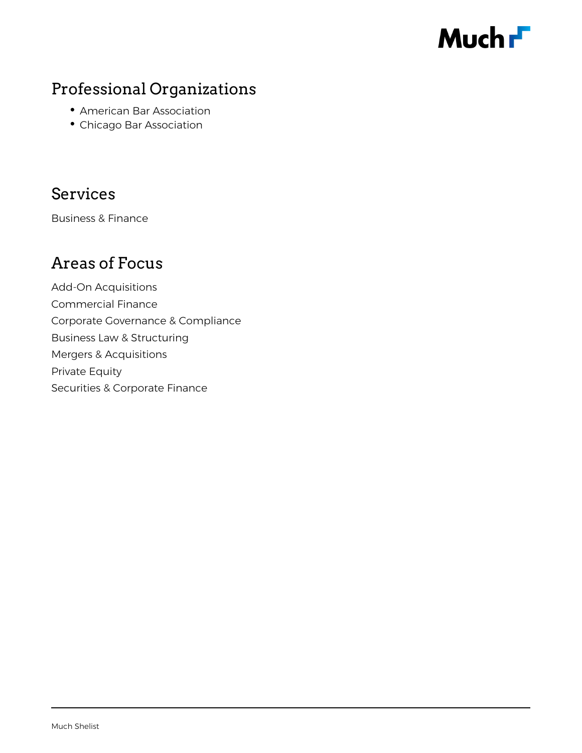## Professional Organizations

- American Bar Association
- Chicago Bar Association

## Services

Business & Finance

## Areas of Focus

Add-On Acquisitions
Commercial Finance
Corporate Governance & Compliance
Business Law & Structuring
Mergers & Acquisitions
Private Equity
Securities & Corporate Finance